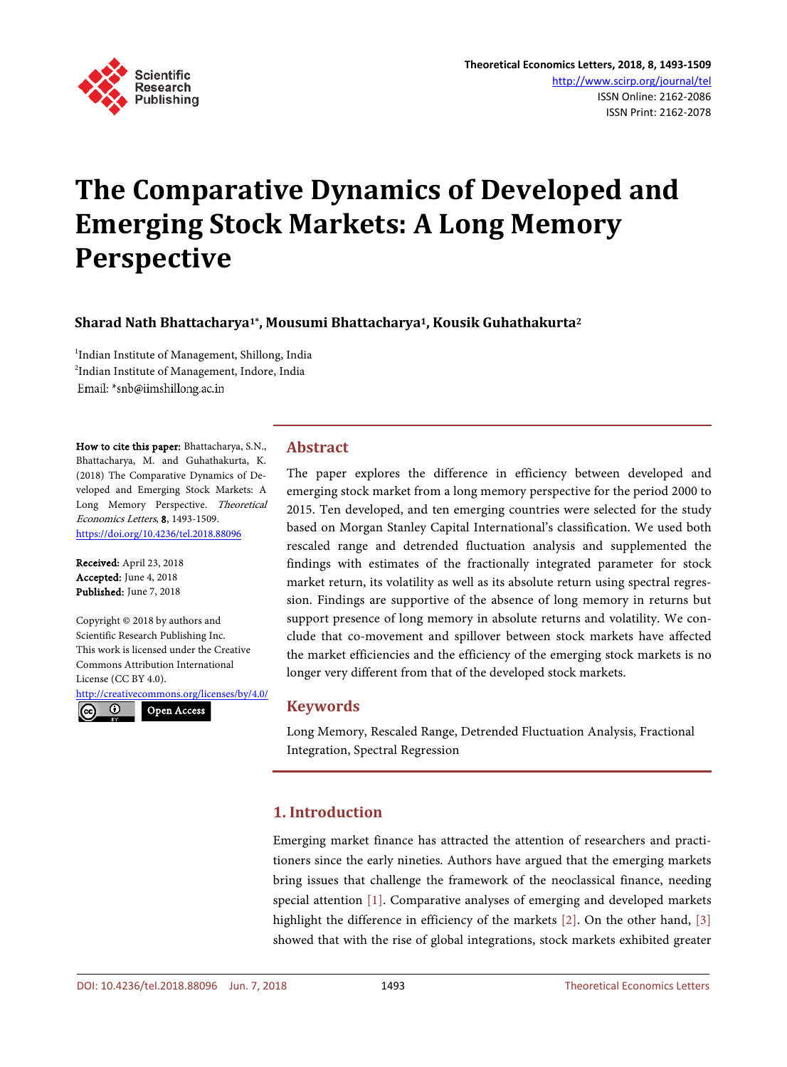# The Comparative Dynamics of Developed and Emerging Stock Markets: A Long Memory Perspective

**Sharad Nath Bhattacharya[1*], Mousumi Bhattacharya[1], Kousik Guhathakurta[2]**

[1]Indian Institute of Management, Shillong, India
[2]Indian Institute of Management, Indore, India
Email: *snb@iimshillong.ac.in

**How to cite this paper:** Bhattacharya, S.N., Bhattacharya, M. and Guhathakurta, K. (2018) The Comparative Dynamics of Developed and Emerging Stock Markets: A Long Memory Perspective. *Theoretical Economics Letters*, **8**, 1493-1509.
https://doi.org/10.4236/tel.2018.88096

**Received:** April 23, 2018
**Accepted:** June 4, 2018
**Published:** June 7, 2018

Copyright © 2018 by authors and Scientific Research Publishing Inc.
This work is licensed under the Creative Commons Attribution International License (CC BY 4.0).
http://creativecommons.org/licenses/by/4.0/

Open Access

## Abstract

The paper explores the difference in efficiency between developed and emerging stock market from a long memory perspective for the period 2000 to 2015. Ten developed, and ten emerging countries were selected for the study based on Morgan Stanley Capital International's classification. We used both rescaled range and detrended fluctuation analysis and supplemented the findings with estimates of the fractionally integrated parameter for stock market return, its volatility as well as its absolute return using spectral regression. Findings are supportive of the absence of long memory in returns but support presence of long memory in absolute returns and volatility. We conclude that co-movement and spillover between stock markets have affected the market efficiencies and the efficiency of the emerging stock markets is no longer very different from that of the developed stock markets.

## Keywords

Long Memory, Rescaled Range, Detrended Fluctuation Analysis, Fractional Integration, Spectral Regression

## 1. Introduction

Emerging market finance has attracted the attention of researchers and practitioners since the early nineties. Authors have argued that the emerging markets bring issues that challenge the framework of the neoclassical finance, needing special attention [1]. Comparative analyses of emerging and developed markets highlight the difference in efficiency of the markets [2]. On the other hand, [3] showed that with the rise of global integrations, stock markets exhibited greater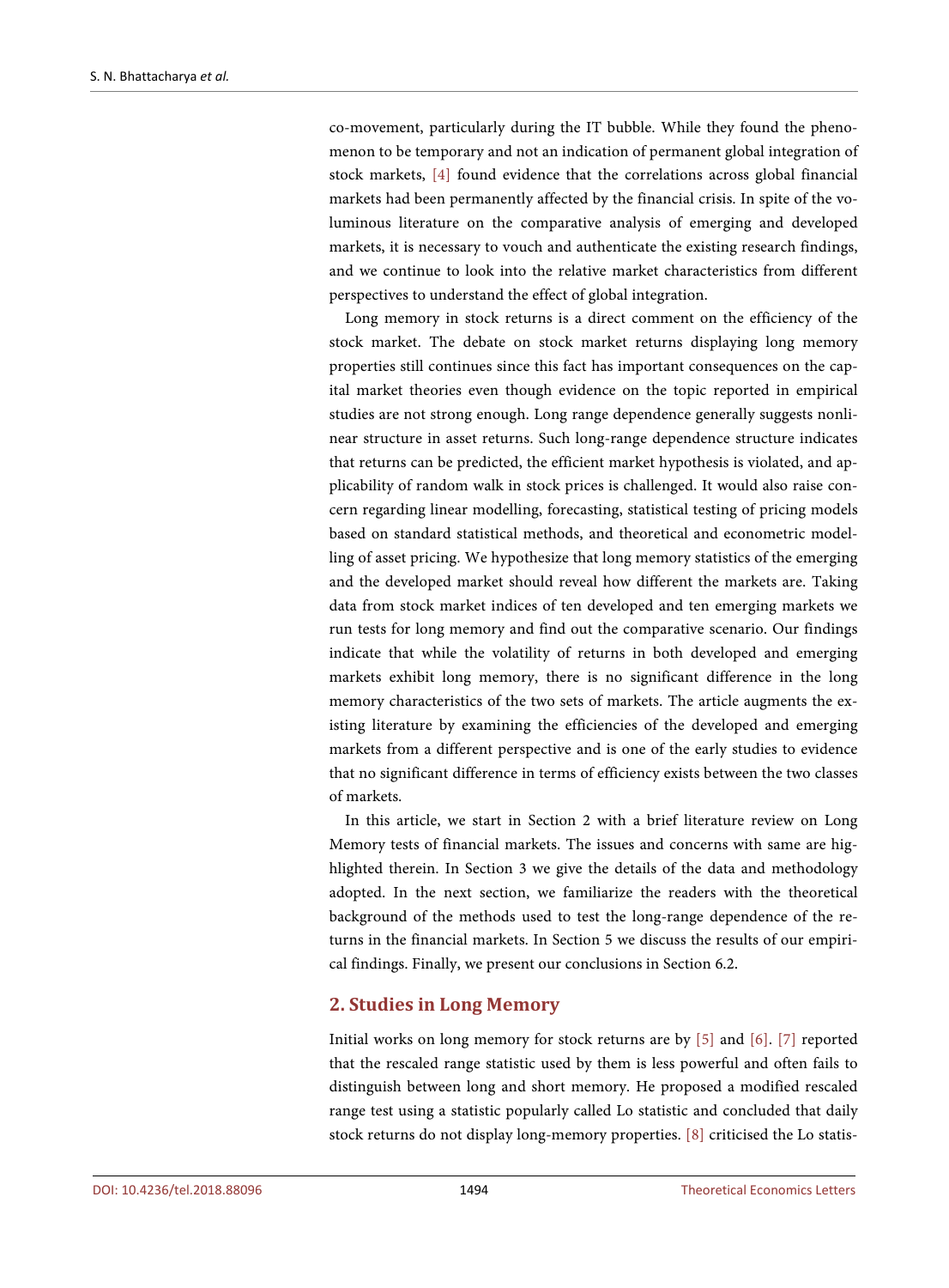co-movement, particularly during the IT bubble. While they found the phenomenon to be temporary and not an indication of permanent global integration of stock markets, [4] found evidence that the correlations across global financial markets had been permanently affected by the financial crisis. In spite of the voluminous literature on the comparative analysis of emerging and developed markets, it is necessary to vouch and authenticate the existing research findings, and we continue to look into the relative market characteristics from different perspectives to understand the effect of global integration.

Long memory in stock returns is a direct comment on the efficiency of the stock market. The debate on stock market returns displaying long memory properties still continues since this fact has important consequences on the capital market theories even though evidence on the topic reported in empirical studies are not strong enough. Long range dependence generally suggests nonlinear structure in asset returns. Such long-range dependence structure indicates that returns can be predicted, the efficient market hypothesis is violated, and applicability of random walk in stock prices is challenged. It would also raise concern regarding linear modelling, forecasting, statistical testing of pricing models based on standard statistical methods, and theoretical and econometric modelling of asset pricing. We hypothesize that long memory statistics of the emerging and the developed market should reveal how different the markets are. Taking data from stock market indices of ten developed and ten emerging markets we run tests for long memory and find out the comparative scenario. Our findings indicate that while the volatility of returns in both developed and emerging markets exhibit long memory, there is no significant difference in the long memory characteristics of the two sets of markets. The article augments the existing literature by examining the efficiencies of the developed and emerging markets from a different perspective and is one of the early studies to evidence that no significant difference in terms of efficiency exists between the two classes of markets.

In this article, we start in Section 2 with a brief literature review on Long Memory tests of financial markets. The issues and concerns with same are highlighted therein. In Section 3 we give the details of the data and methodology adopted. In the next section, we familiarize the readers with the theoretical background of the methods used to test the long-range dependence of the returns in the financial markets. In Section 5 we discuss the results of our empirical findings. Finally, we present our conclusions in Section 6.2.

## 2. Studies in Long Memory

Initial works on long memory for stock returns are by [5] and [6]. [7] reported that the rescaled range statistic used by them is less powerful and often fails to distinguish between long and short memory. He proposed a modified rescaled range test using a statistic popularly called Lo statistic and concluded that daily stock returns do not display long-memory properties. [8] criticised the Lo statis-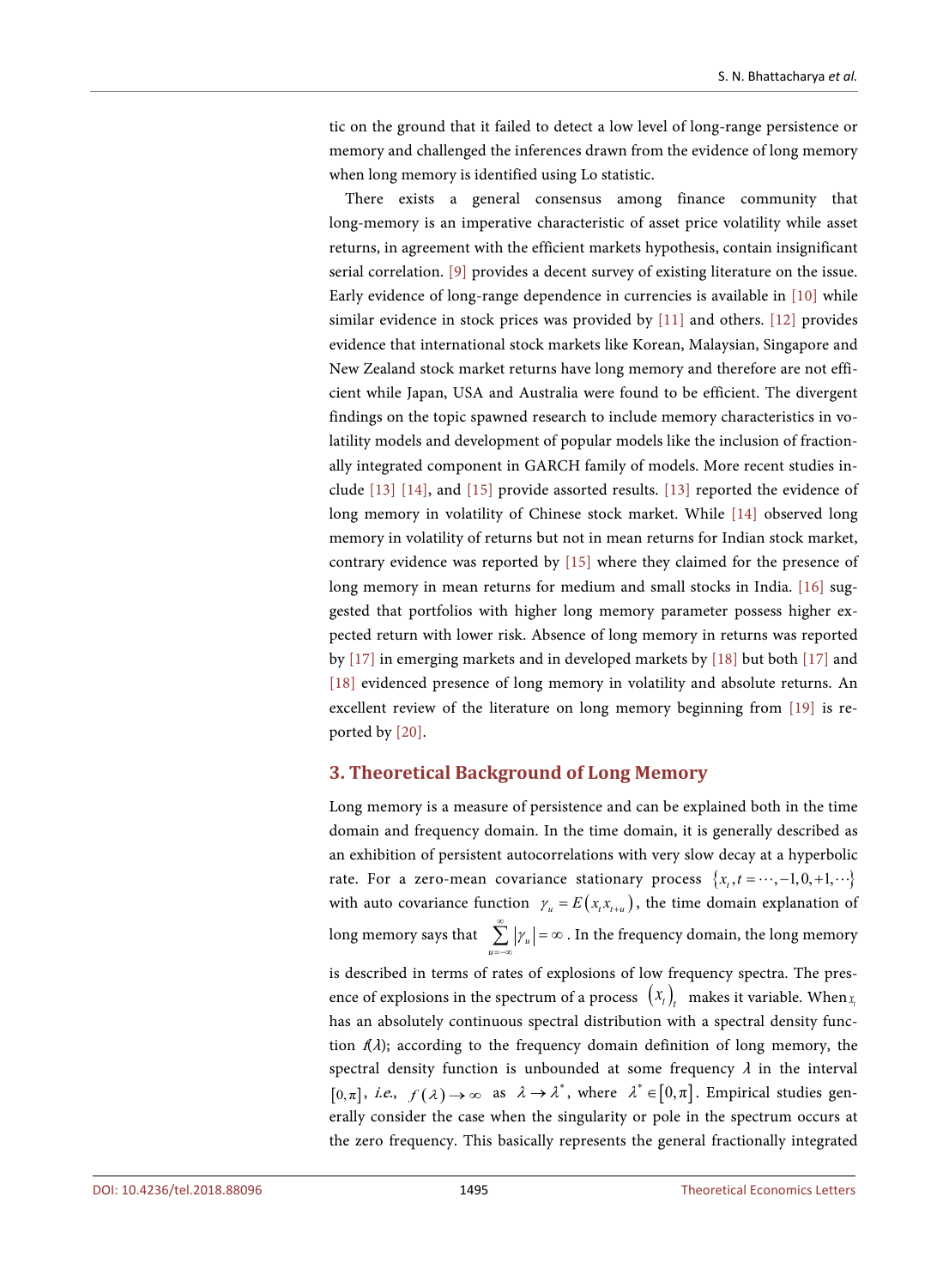tic on the ground that it failed to detect a low level of long-range persistence or memory and challenged the inferences drawn from the evidence of long memory when long memory is identified using Lo statistic.

There exists a general consensus among finance community that long-memory is an imperative characteristic of asset price volatility while asset returns, in agreement with the efficient markets hypothesis, contain insignificant serial correlation. [9] provides a decent survey of existing literature on the issue. Early evidence of long-range dependence in currencies is available in [10] while similar evidence in stock prices was provided by [11] and others. [12] provides evidence that international stock markets like Korean, Malaysian, Singapore and New Zealand stock market returns have long memory and therefore are not efficient while Japan, USA and Australia were found to be efficient. The divergent findings on the topic spawned research to include memory characteristics in volatility models and development of popular models like the inclusion of fractionally integrated component in GARCH family of models. More recent studies include [13] [14], and [15] provide assorted results. [13] reported the evidence of long memory in volatility of Chinese stock market. While [14] observed long memory in volatility of returns but not in mean returns for Indian stock market, contrary evidence was reported by [15] where they claimed for the presence of long memory in mean returns for medium and small stocks in India. [16] suggested that portfolios with higher long memory parameter possess higher expected return with lower risk. Absence of long memory in returns was reported by [17] in emerging markets and in developed markets by [18] but both [17] and [18] evidenced presence of long memory in volatility and absolute returns. An excellent review of the literature on long memory beginning from [19] is reported by [20].

## 3. Theoretical Background of Long Memory

Long memory is a measure of persistence and can be explained both in the time domain and frequency domain. In the time domain, it is generally described as an exhibition of persistent autocorrelations with very slow decay at a hyperbolic rate. For a zero-mean covariance stationary process $\{x_t, t = \cdots, -1, 0, +1, \cdots\}$ with auto covariance function $\gamma_u = E(x_t x_{t+u})$, the time domain explanation of long memory says that $\sum_{u=-\infty}^{\infty} |\gamma_u| = \infty$. In the frequency domain, the long memory is described in terms of rates of explosions of low frequency spectra. The presence of explosions in the spectrum of a process $(x_t)_t$ makes it variable. When $x_t$ has an absolutely continuous spectral distribution with a spectral density function $f(\lambda)$; according to the frequency domain definition of long memory, the spectral density function is unbounded at some frequency $\lambda$ in the interval $[0, \pi]$, *i.e.*, $f(\lambda) \to \infty$ as $\lambda \to \lambda^*$, where $\lambda^* \in [0, \pi]$. Empirical studies generally consider the case when the singularity or pole in the spectrum occurs at the zero frequency. This basically represents the general fractionally integrated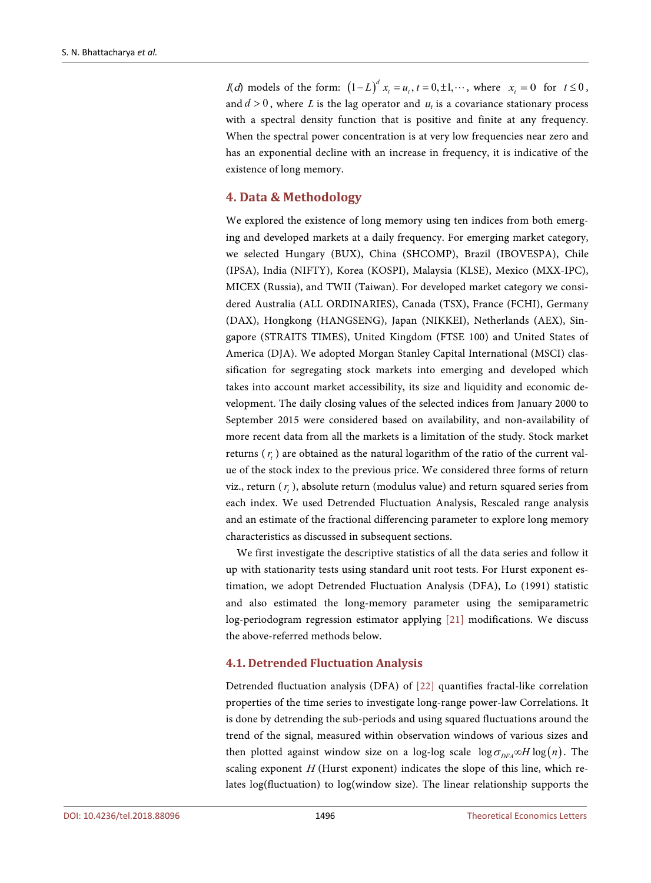$I(d)$ models of the form: $(1-L)^d x_t = u_t, t = 0, \pm 1, \cdots$, where $x_t = 0$ for $t \le 0$, and $d > 0$, where $L$ is the lag operator and $u_t$ is a covariance stationary process with a spectral density function that is positive and finite at any frequency. When the spectral power concentration is at very low frequencies near zero and has an exponential decline with an increase in frequency, it is indicative of the existence of long memory.

## 4. Data & Methodology

We explored the existence of long memory using ten indices from both emerging and developed markets at a daily frequency. For emerging market category, we selected Hungary (BUX), China (SHCOMP), Brazil (IBOVESPA), Chile (IPSA), India (NIFTY), Korea (KOSPI), Malaysia (KLSE), Mexico (MXX-IPC), MICEX (Russia), and TWII (Taiwan). For developed market category we considered Australia (ALL ORDINARIES), Canada (TSX), France (FCHI), Germany (DAX), Hongkong (HANGSENG), Japan (NIKKEI), Netherlands (AEX), Singapore (STRAITS TIMES), United Kingdom (FTSE 100) and United States of America (DJA). We adopted Morgan Stanley Capital International (MSCI) classification for segregating stock markets into emerging and developed which takes into account market accessibility, its size and liquidity and economic development. The daily closing values of the selected indices from January 2000 to September 2015 were considered based on availability, and non-availability of more recent data from all the markets is a limitation of the study. Stock market returns ($r_t$) are obtained as the natural logarithm of the ratio of the current value of the stock index to the previous price. We considered three forms of return viz., return ($r_t$), absolute return (modulus value) and return squared series from each index. We used Detrended Fluctuation Analysis, Rescaled range analysis and an estimate of the fractional differencing parameter to explore long memory characteristics as discussed in subsequent sections.

We first investigate the descriptive statistics of all the data series and follow it up with stationarity tests using standard unit root tests. For Hurst exponent estimation, we adopt Detrended Fluctuation Analysis (DFA), Lo (1991) statistic and also estimated the long-memory parameter using the semiparametric log-periodogram regression estimator applying [21] modifications. We discuss the above-referred methods below.

### 4.1. Detrended Fluctuation Analysis

Detrended fluctuation analysis (DFA) of [22] quantifies fractal-like correlation properties of the time series to investigate long-range power-law Correlations. It is done by detrending the sub-periods and using squared fluctuations around the trend of the signal, measured within observation windows of various sizes and then plotted against window size on a log-log scale $\log \sigma_{DFA} \propto H \log(n)$. The scaling exponent $H$ (Hurst exponent) indicates the slope of this line, which relates log(fluctuation) to log(window size). The linear relationship supports the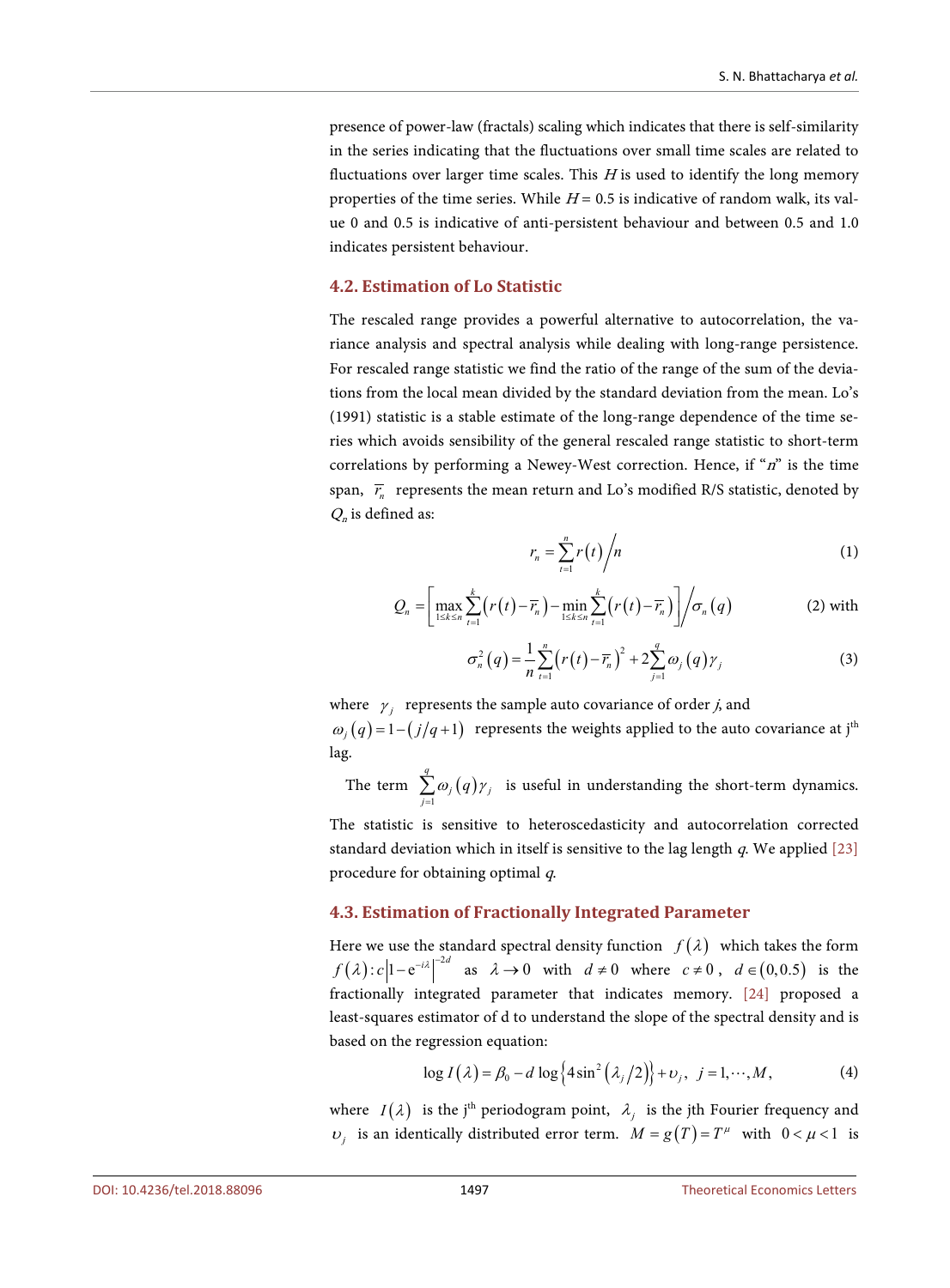presence of power-law (fractals) scaling which indicates that there is self-similarity in the series indicating that the fluctuations over small time scales are related to fluctuations over larger time scales. This $H$ is used to identify the long memory properties of the time series. While $H = 0.5$ is indicative of random walk, its value 0 and 0.5 is indicative of anti-persistent behaviour and between 0.5 and 1.0 indicates persistent behaviour.

## 4.2. Estimation of Lo Statistic

The rescaled range provides a powerful alternative to autocorrelation, the variance analysis and spectral analysis while dealing with long-range persistence. For rescaled range statistic we find the ratio of the range of the sum of the deviations from the local mean divided by the standard deviation from the mean. Lo's (1991) statistic is a stable estimate of the long-range dependence of the time series which avoids sensibility of the general rescaled range statistic to short-term correlations by performing a Newey-West correction. Hence, if "$n$" is the time span, $\overline{r}_n$ represents the mean return and Lo's modified R/S statistic, denoted by $Q_n$ is defined as:

$$r_n = \sum_{t=1}^{n} r(t) \Big/ n \tag{1}$$

$$Q_n = \left[ \max_{1 \le k \le n} \sum_{t=1}^{k} \left( r(t) - \overline{r}_n \right) - \min_{1 \le k \le n} \sum_{t=1}^{k} \left( r(t) - \overline{r}_n \right) \right] \Big/ \sigma_n(q) \tag{2}$$

with

$$\sigma_n^2(q) = \frac{1}{n} \sum_{t=1}^{n} \left( r(t) - \overline{r}_n \right)^2 + 2 \sum_{j=1}^{q} \omega_j(q) \gamma_j \tag{3}$$

where $\gamma_j$ represents the sample auto covariance of order $j$, and $\omega_j(q) = 1 - (j/q+1)$ represents the weights applied to the auto covariance at j[th] lag.

The term $\sum_{j=1}^{q} \omega_j(q) \gamma_j$ is useful in understanding the short-term dynamics. The statistic is sensitive to heteroscedasticity and autocorrelation corrected standard deviation which in itself is sensitive to the lag length $q$. We applied [23] procedure for obtaining optimal $q$.

## 4.3. Estimation of Fractionally Integrated Parameter

Here we use the standard spectral density function $f(\lambda)$ which takes the form $f(\lambda) : c\left|1 - e^{-i\lambda}\right|^{-2d}$ as $\lambda \to 0$ with $d \ne 0$ where $c \ne 0$, $d \in (0, 0.5)$ is the fractionally integrated parameter that indicates memory. [24] proposed a least-squares estimator of d to understand the slope of the spectral density and is based on the regression equation:

$$\log I(\lambda) = \beta_0 - d \log\left\{ 4\sin^2\left( \lambda_j/2 \right) \right\} + \upsilon_j, \quad j = 1, \cdots, M, \tag{4}$$

where $I(\lambda)$ is the j[th] periodogram point, $\lambda_j$ is the jth Fourier frequency and $\upsilon_j$ is an identically distributed error term. $M = g(T) = T^{\mu}$ with $0 < \mu < 1$ is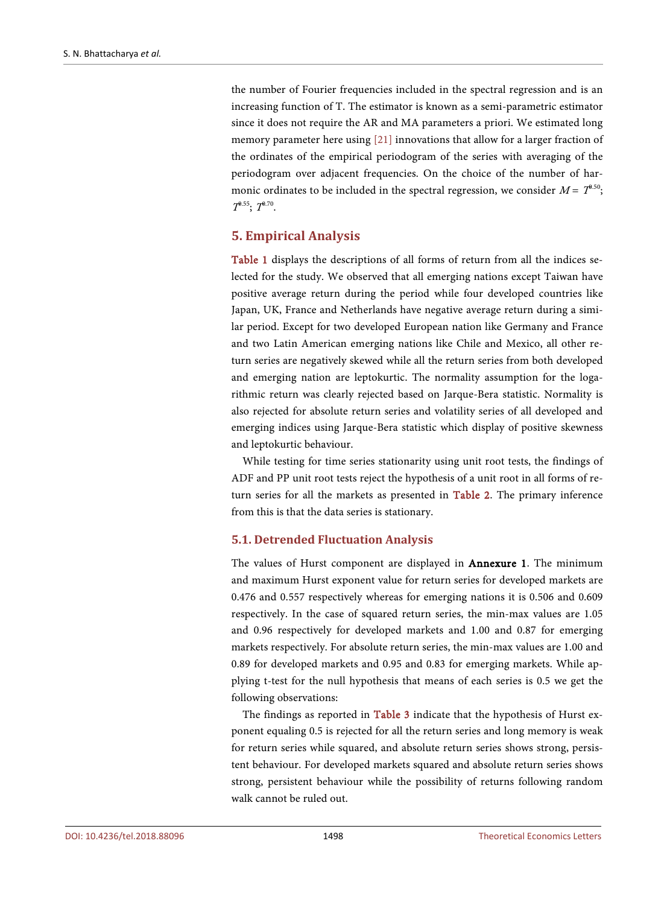the number of Fourier frequencies included in the spectral regression and is an increasing function of T. The estimator is known as a semi-parametric estimator since it does not require the AR and MA parameters a priori. We estimated long memory parameter here using [21] innovations that allow for a larger fraction of the ordinates of the empirical periodogram of the series with averaging of the periodogram over adjacent frequencies. On the choice of the number of harmonic ordinates to be included in the spectral regression, we consider $M = T^{0.50}$; $T^{0.55}$; $T^{0.70}$.

## 5. Empirical Analysis

Table 1 displays the descriptions of all forms of return from all the indices selected for the study. We observed that all emerging nations except Taiwan have positive average return during the period while four developed countries like Japan, UK, France and Netherlands have negative average return during a similar period. Except for two developed European nation like Germany and France and two Latin American emerging nations like Chile and Mexico, all other return series are negatively skewed while all the return series from both developed and emerging nation are leptokurtic. The normality assumption for the logarithmic return was clearly rejected based on Jarque-Bera statistic. Normality is also rejected for absolute return series and volatility series of all developed and emerging indices using Jarque-Bera statistic which display of positive skewness and leptokurtic behaviour.

While testing for time series stationarity using unit root tests, the findings of ADF and PP unit root tests reject the hypothesis of a unit root in all forms of return series for all the markets as presented in Table 2. The primary inference from this is that the data series is stationary.

### 5.1. Detrended Fluctuation Analysis

The values of Hurst component are displayed in **Annexure 1**. The minimum and maximum Hurst exponent value for return series for developed markets are 0.476 and 0.557 respectively whereas for emerging nations it is 0.506 and 0.609 respectively. In the case of squared return series, the min-max values are 1.05 and 0.96 respectively for developed markets and 1.00 and 0.87 for emerging markets respectively. For absolute return series, the min-max values are 1.00 and 0.89 for developed markets and 0.95 and 0.83 for emerging markets. While applying t-test for the null hypothesis that means of each series is 0.5 we get the following observations:

The findings as reported in Table 3 indicate that the hypothesis of Hurst exponent equaling 0.5 is rejected for all the return series and long memory is weak for return series while squared, and absolute return series shows strong, persistent behaviour. For developed markets squared and absolute return series shows strong, persistent behaviour while the possibility of returns following random walk cannot be ruled out.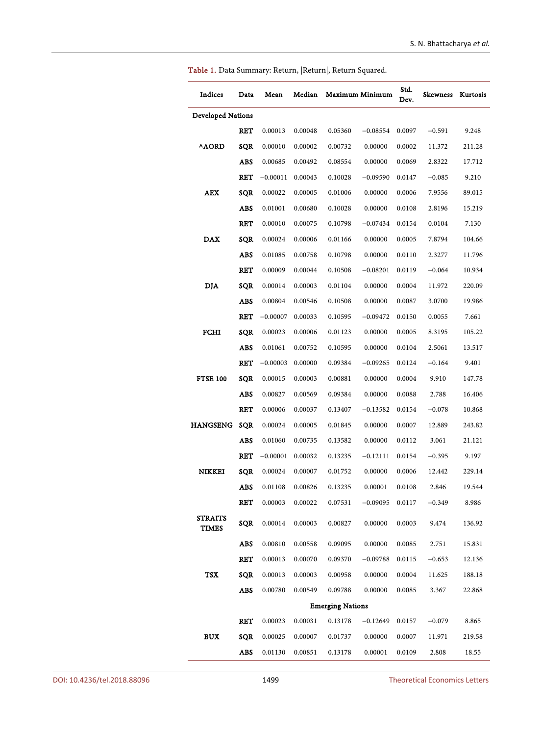Table 1. Data Summary: Return, |Return|, Return Squared.

| Indices | Data | Mean | Median | Maximum | Minimum | Std. Dev. | Skewness | Kurtosis |
|---|---|---|---|---|---|---|---|---|
| Developed Nations | | | | | | | | |
| | RET | 0.00013 | 0.00048 | 0.05360 | −0.08554 | 0.0097 | −0.591 | 9.248 |
| ^AORD | SQR | 0.00010 | 0.00002 | 0.00732 | 0.00000 | 0.0002 | 11.372 | 211.28 |
| | ABS | 0.00685 | 0.00492 | 0.08554 | 0.00000 | 0.0069 | 2.8322 | 17.712 |
| | RET | −0.00011 | 0.00043 | 0.10028 | −0.09590 | 0.0147 | −0.085 | 9.210 |
| AEX | SQR | 0.00022 | 0.00005 | 0.01006 | 0.00000 | 0.0006 | 7.9556 | 89.015 |
| | ABS | 0.01001 | 0.00680 | 0.10028 | 0.00000 | 0.0108 | 2.8196 | 15.219 |
| | RET | 0.00010 | 0.00075 | 0.10798 | −0.07434 | 0.0154 | 0.0104 | 7.130 |
| DAX | SQR | 0.00024 | 0.00006 | 0.01166 | 0.00000 | 0.0005 | 7.8794 | 104.66 |
| | ABS | 0.01085 | 0.00758 | 0.10798 | 0.00000 | 0.0110 | 2.3277 | 11.796 |
| | RET | 0.00009 | 0.00044 | 0.10508 | −0.08201 | 0.0119 | −0.064 | 10.934 |
| DJA | SQR | 0.00014 | 0.00003 | 0.01104 | 0.00000 | 0.0004 | 11.972 | 220.09 |
| | ABS | 0.00804 | 0.00546 | 0.10508 | 0.00000 | 0.0087 | 3.0700 | 19.986 |
| | RET | −0.00007 | 0.00033 | 0.10595 | −0.09472 | 0.0150 | 0.0055 | 7.661 |
| FCHI | SQR | 0.00023 | 0.00006 | 0.01123 | 0.00000 | 0.0005 | 8.3195 | 105.22 |
| | ABS | 0.01061 | 0.00752 | 0.10595 | 0.00000 | 0.0104 | 2.5061 | 13.517 |
| | RET | −0.00003 | 0.00000 | 0.09384 | −0.09265 | 0.0124 | −0.164 | 9.401 |
| FTSE 100 | SQR | 0.00015 | 0.00003 | 0.00881 | 0.00000 | 0.0004 | 9.910 | 147.78 |
| | ABS | 0.00827 | 0.00569 | 0.09384 | 0.00000 | 0.0088 | 2.788 | 16.406 |
| | RET | 0.00006 | 0.00037 | 0.13407 | −0.13582 | 0.0154 | −0.078 | 10.868 |
| HANGSENG | SQR | 0.00024 | 0.00005 | 0.01845 | 0.00000 | 0.0007 | 12.889 | 243.82 |
| | ABS | 0.01060 | 0.00735 | 0.13582 | 0.00000 | 0.0112 | 3.061 | 21.121 |
| | RET | −0.00001 | 0.00032 | 0.13235 | −0.12111 | 0.0154 | −0.395 | 9.197 |
| NIKKEI | SQR | 0.00024 | 0.00007 | 0.01752 | 0.00000 | 0.0006 | 12.442 | 229.14 |
| | ABS | 0.01108 | 0.00826 | 0.13235 | 0.00001 | 0.0108 | 2.846 | 19.544 |
| | RET | 0.00003 | 0.00022 | 0.07531 | −0.09095 | 0.0117 | −0.349 | 8.986 |
| STRAITS TIMES | SQR | 0.00014 | 0.00003 | 0.00827 | 0.00000 | 0.0003 | 9.474 | 136.92 |
| | ABS | 0.00810 | 0.00558 | 0.09095 | 0.00000 | 0.0085 | 2.751 | 15.831 |
| | RET | 0.00013 | 0.00070 | 0.09370 | −0.09788 | 0.0115 | −0.653 | 12.136 |
| TSX | SQR | 0.00013 | 0.00003 | 0.00958 | 0.00000 | 0.0004 | 11.625 | 188.18 |
| | ABS | 0.00780 | 0.00549 | 0.09788 | 0.00000 | 0.0085 | 3.367 | 22.868 |
| Emerging Nations | | | | | | | | |
| | RET | 0.00023 | 0.00031 | 0.13178 | −0.12649 | 0.0157 | −0.079 | 8.865 |
| BUX | SQR | 0.00025 | 0.00007 | 0.01737 | 0.00000 | 0.0007 | 11.971 | 219.58 |
| | ABS | 0.01130 | 0.00851 | 0.13178 | 0.00001 | 0.0109 | 2.808 | 18.55 |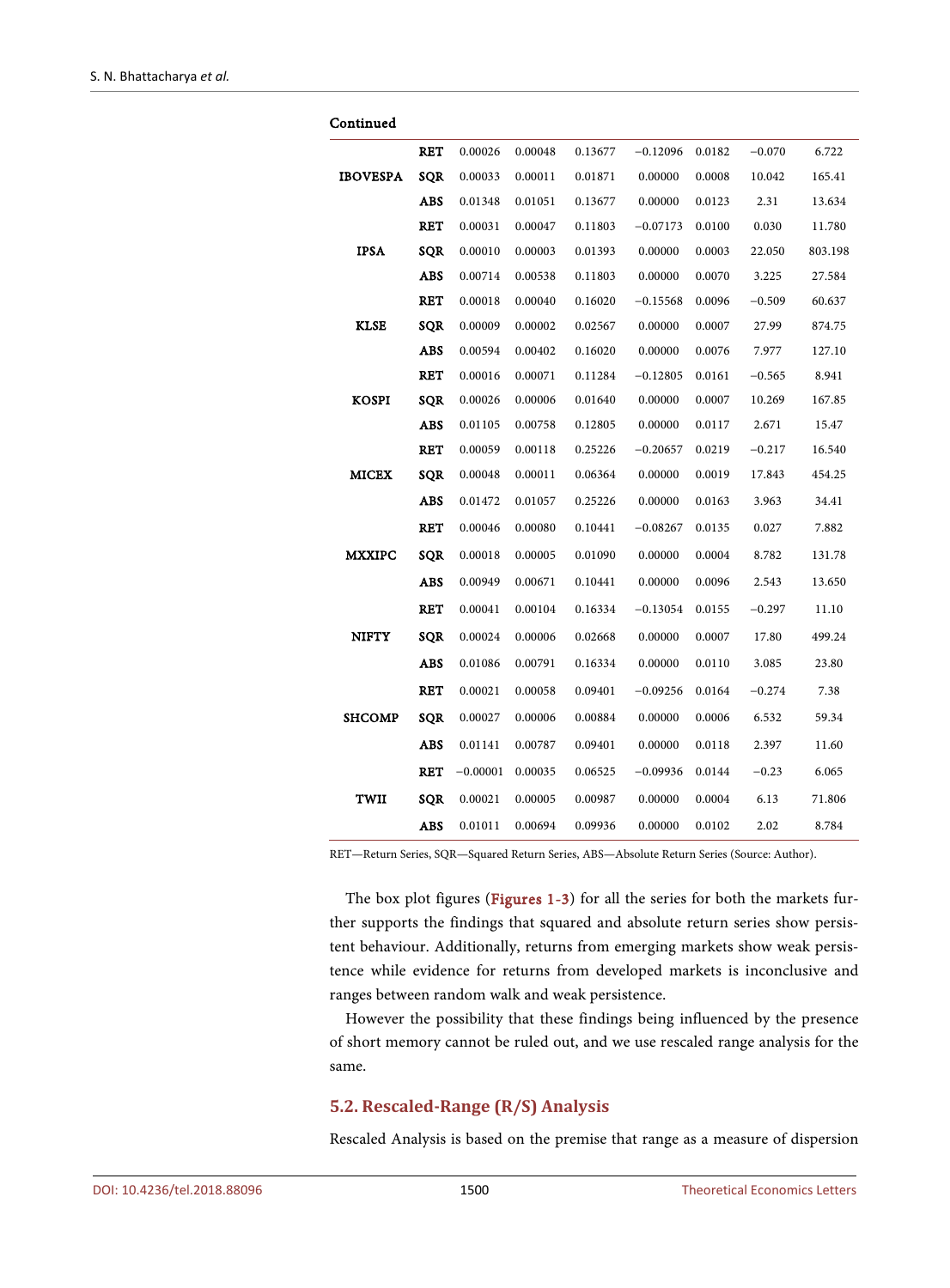Continued

| | | | | | | | | |
|---|---|---|---|---|---|---|---|---|
| IBOVESPA | RET | 0.00026 | 0.00048 | 0.13677 | −0.12096 | 0.0182 | −0.070 | 6.722 |
| | SQR | 0.00033 | 0.00011 | 0.01871 | 0.00000 | 0.0008 | 10.042 | 165.41 |
| | ABS | 0.01348 | 0.01051 | 0.13677 | 0.00000 | 0.0123 | 2.31 | 13.634 |
| IPSA | RET | 0.00031 | 0.00047 | 0.11803 | −0.07173 | 0.0100 | 0.030 | 11.780 |
| | SQR | 0.00010 | 0.00003 | 0.01393 | 0.00000 | 0.0003 | 22.050 | 803.198 |
| | ABS | 0.00714 | 0.00538 | 0.11803 | 0.00000 | 0.0070 | 3.225 | 27.584 |
| KLSE | RET | 0.00018 | 0.00040 | 0.16020 | −0.15568 | 0.0096 | −0.509 | 60.637 |
| | SQR | 0.00009 | 0.00002 | 0.02567 | 0.00000 | 0.0007 | 27.99 | 874.75 |
| | ABS | 0.00594 | 0.00402 | 0.16020 | 0.00000 | 0.0076 | 7.977 | 127.10 |
| KOSPI | RET | 0.00016 | 0.00071 | 0.11284 | −0.12805 | 0.0161 | −0.565 | 8.941 |
| | SQR | 0.00026 | 0.00006 | 0.01640 | 0.00000 | 0.0007 | 10.269 | 167.85 |
| | ABS | 0.01105 | 0.00758 | 0.12805 | 0.00000 | 0.0117 | 2.671 | 15.47 |
| MICEX | RET | 0.00059 | 0.00118 | 0.25226 | −0.20657 | 0.0219 | −0.217 | 16.540 |
| | SQR | 0.00048 | 0.00011 | 0.06364 | 0.00000 | 0.0019 | 17.843 | 454.25 |
| | ABS | 0.01472 | 0.01057 | 0.25226 | 0.00000 | 0.0163 | 3.963 | 34.41 |
| MXXIPC | RET | 0.00046 | 0.00080 | 0.10441 | −0.08267 | 0.0135 | 0.027 | 7.882 |
| | SQR | 0.00018 | 0.00005 | 0.01090 | 0.00000 | 0.0004 | 8.782 | 131.78 |
| | ABS | 0.00949 | 0.00671 | 0.10441 | 0.00000 | 0.0096 | 2.543 | 13.650 |
| NIFTY | RET | 0.00041 | 0.00104 | 0.16334 | −0.13054 | 0.0155 | −0.297 | 11.10 |
| | SQR | 0.00024 | 0.00006 | 0.02668 | 0.00000 | 0.0007 | 17.80 | 499.24 |
| | ABS | 0.01086 | 0.00791 | 0.16334 | 0.00000 | 0.0110 | 3.085 | 23.80 |
| SHCOMP | RET | 0.00021 | 0.00058 | 0.09401 | −0.09256 | 0.0164 | −0.274 | 7.38 |
| | SQR | 0.00027 | 0.00006 | 0.00884 | 0.00000 | 0.0006 | 6.532 | 59.34 |
| | ABS | 0.01141 | 0.00787 | 0.09401 | 0.00000 | 0.0118 | 2.397 | 11.60 |
| TWII | RET | −0.00001 | 0.00035 | 0.06525 | −0.09936 | 0.0144 | −0.23 | 6.065 |
| | SQR | 0.00021 | 0.00005 | 0.00987 | 0.00000 | 0.0004 | 6.13 | 71.806 |
| | ABS | 0.01011 | 0.00694 | 0.09936 | 0.00000 | 0.0102 | 2.02 | 8.784 |

RET—Return Series, SQR—Squared Return Series, ABS—Absolute Return Series (Source: Author).

The box plot figures (Figures 1-3) for all the series for both the markets further supports the findings that squared and absolute return series show persistent behaviour. Additionally, returns from emerging markets show weak persistence while evidence for returns from developed markets is inconclusive and ranges between random walk and weak persistence.

However the possibility that these findings being influenced by the presence of short memory cannot be ruled out, and we use rescaled range analysis for the same.

## 5.2. Rescaled-Range (R/S) Analysis

Rescaled Analysis is based on the premise that range as a measure of dispersion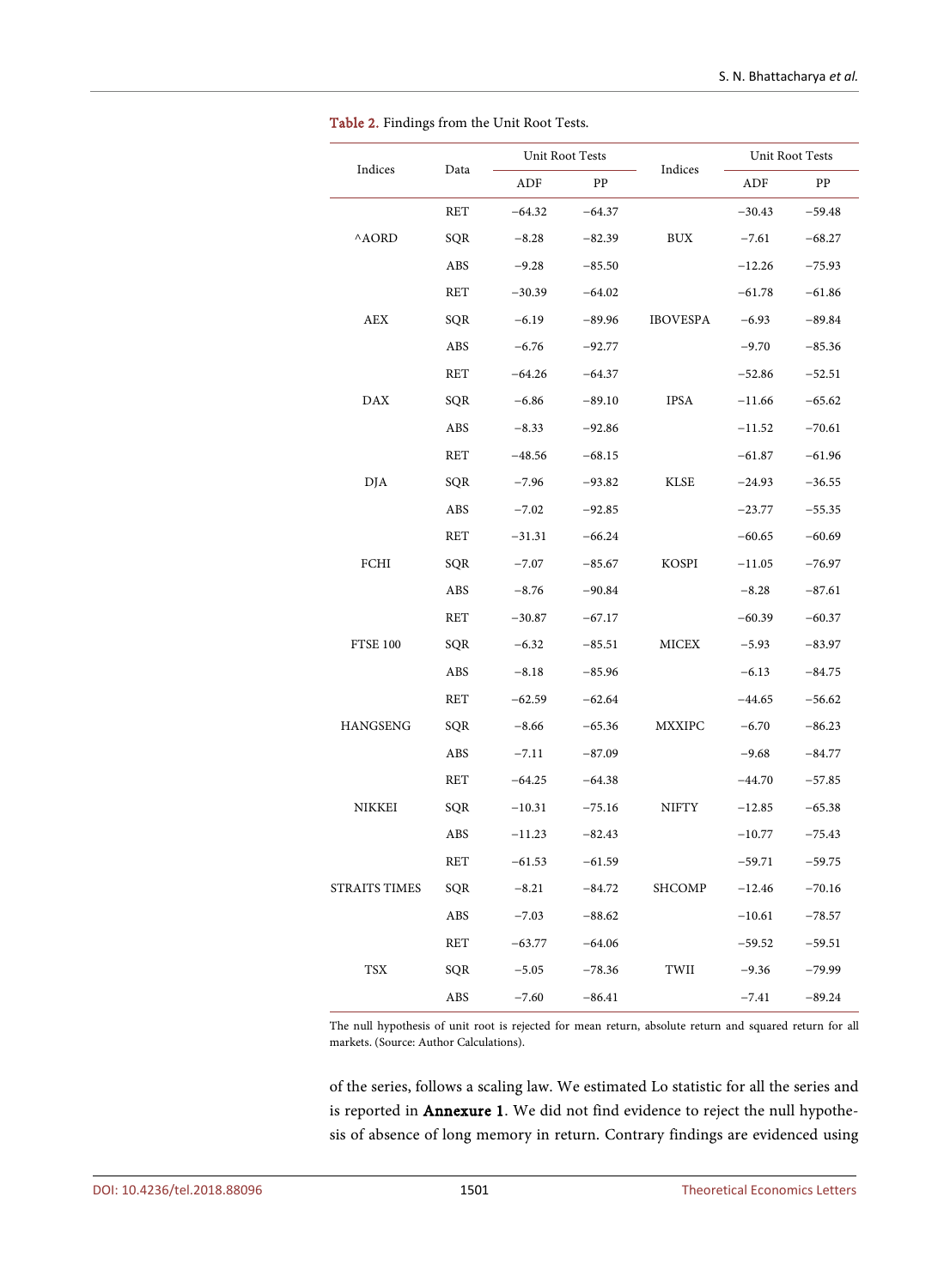Table 2. Findings from the Unit Root Tests.

| Indices | Data | Unit Root Tests | | Indices | Unit Root Tests | |
|---|---|---|---|---|---|---|
| | | ADF | PP | | ADF | PP |
| ^AORD | RET | −64.32 | −64.37 | BUX | −30.43 | −59.48 |
| | SQR | −8.28 | −82.39 | | −7.61 | −68.27 |
| | ABS | −9.28 | −85.50 | | −12.26 | −75.93 |
| AEX | RET | −30.39 | −64.02 | IBOVESPA | −61.78 | −61.86 |
| | SQR | −6.19 | −89.96 | | −6.93 | −89.84 |
| | ABS | −6.76 | −92.77 | | −9.70 | −85.36 |
| DAX | RET | −64.26 | −64.37 | IPSA | −52.86 | −52.51 |
| | SQR | −6.86 | −89.10 | | −11.66 | −65.62 |
| | ABS | −8.33 | −92.86 | | −11.52 | −70.61 |
| DJA | RET | −48.56 | −68.15 | KLSE | −61.87 | −61.96 |
| | SQR | −7.96 | −93.82 | | −24.93 | −36.55 |
| | ABS | −7.02 | −92.85 | | −23.77 | −55.35 |
| FCHI | RET | −31.31 | −66.24 | KOSPI | −60.65 | −60.69 |
| | SQR | −7.07 | −85.67 | | −11.05 | −76.97 |
| | ABS | −8.76 | −90.84 | | −8.28 | −87.61 |
| FTSE 100 | RET | −30.87 | −67.17 | MICEX | −60.39 | −60.37 |
| | SQR | −6.32 | −85.51 | | −5.93 | −83.97 |
| | ABS | −8.18 | −85.96 | | −6.13 | −84.75 |
| HANGSENG | RET | −62.59 | −62.64 | MXXIPC | −44.65 | −56.62 |
| | SQR | −8.66 | −65.36 | | −6.70 | −86.23 |
| | ABS | −7.11 | −87.09 | | −9.68 | −84.77 |
| NIKKEI | RET | −64.25 | −64.38 | NIFTY | −44.70 | −57.85 |
| | SQR | −10.31 | −75.16 | | −12.85 | −65.38 |
| | ABS | −11.23 | −82.43 | | −10.77 | −75.43 |
| STRAITS TIMES | RET | −61.53 | −61.59 | SHCOMP | −59.71 | −59.75 |
| | SQR | −8.21 | −84.72 | | −12.46 | −70.16 |
| | ABS | −7.03 | −88.62 | | −10.61 | −78.57 |
| TSX | RET | −63.77 | −64.06 | TWII | −59.52 | −59.51 |
| | SQR | −5.05 | −78.36 | | −9.36 | −79.99 |
| | ABS | −7.60 | −86.41 | | −7.41 | −89.24 |

The null hypothesis of unit root is rejected for mean return, absolute return and squared return for all markets. (Source: Author Calculations).

of the series, follows a scaling law. We estimated Lo statistic for all the series and is reported in **Annexure 1**. We did not find evidence to reject the null hypothesis of absence of long memory in return. Contrary findings are evidenced using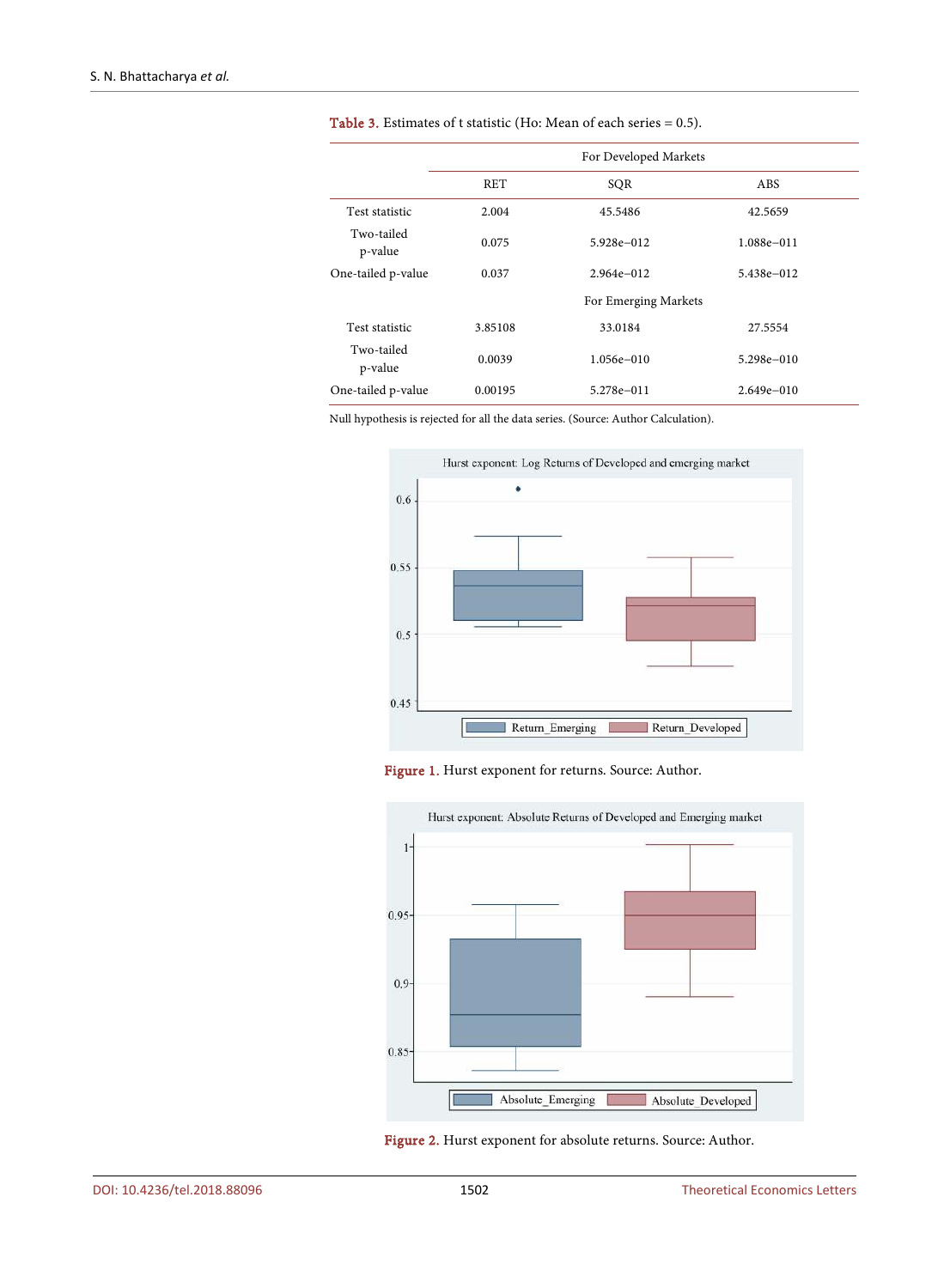Table 3. Estimates of t statistic (Ho: Mean of each series = 0.5).

| | For Developed Markets | | |
|---|---|---|---|
| | RET | SQR | ABS |
| Test statistic | 2.004 | 45.5486 | 42.5659 |
| Two-tailed p-value | 0.075 | 5.928e−012 | 1.088e−011 |
| One-tailed p-value | 0.037 | 2.964e−012 | 5.438e−012 |
| | For Emerging Markets | | |
| Test statistic | 3.85108 | 33.0184 | 27.5554 |
| Two-tailed p-value | 0.0039 | 1.056e−010 | 5.298e−010 |
| One-tailed p-value | 0.00195 | 5.278e−011 | 2.649e−010 |

Null hypothesis is rejected for all the data series. (Source: Author Calculation).

Hurst exponent: Log Returns of Developed and emerging market

0.6
0.55
0.5
0.45

Return_Emerging
Return_Developed

Figure 1. Hurst exponent for returns. Source: Author.

Hurst exponent: Absolute Returns of Developed and Emerging market

1
0.95
0.9
0.85

Absolute_Emerging
Absolute_Developed

Figure 2. Hurst exponent for absolute returns. Source: Author.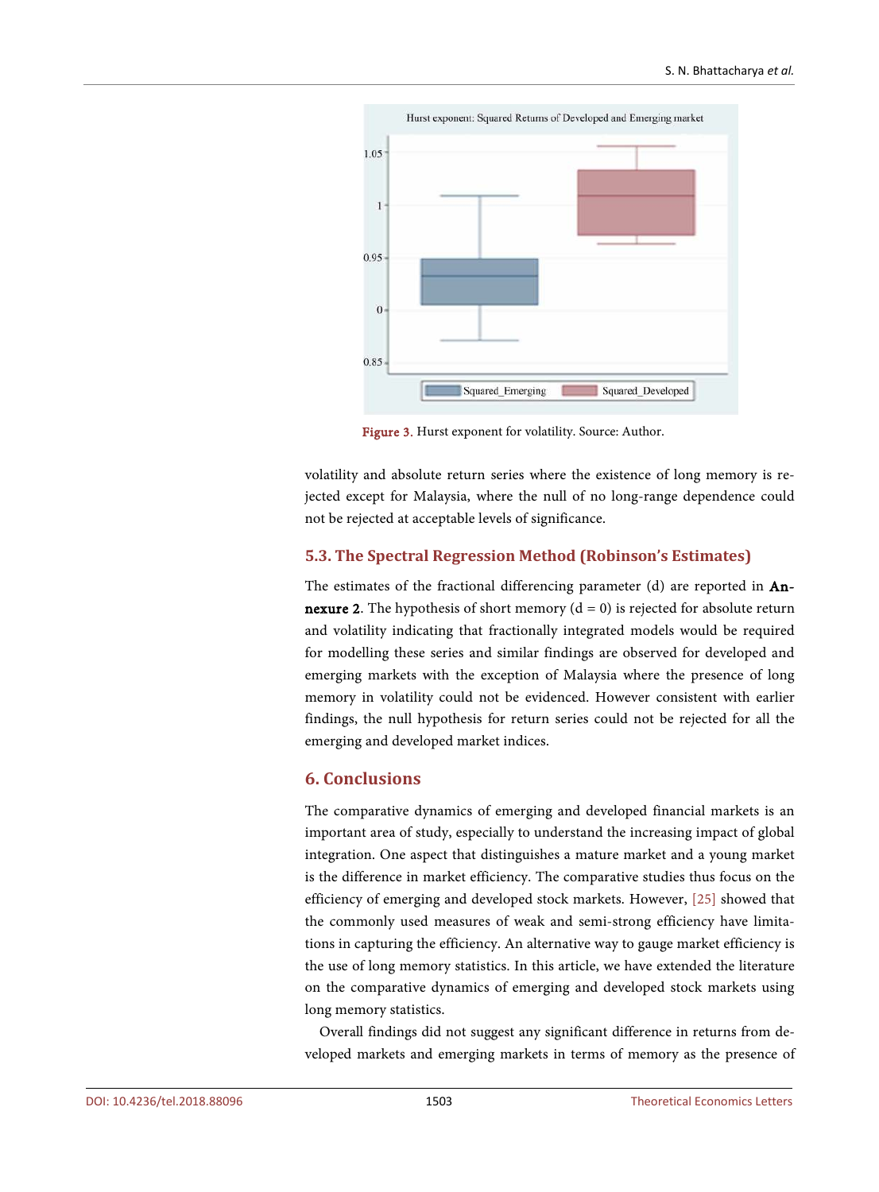Hurst exponent: Squared Returns of Developed and Emerging market

1.05

1

0.95

0

0.85

Squared_Emerging

Squared_Developed

**Figure 3.** Hurst exponent for volatility. Source: Author.

volatility and absolute return series where the existence of long memory is rejected except for Malaysia, where the null of no long-range dependence could not be rejected at acceptable levels of significance.

### 5.3. The Spectral Regression Method (Robinson's Estimates)

The estimates of the fractional differencing parameter (d) are reported in **Annexure 2**. The hypothesis of short memory (d = 0) is rejected for absolute return and volatility indicating that fractionally integrated models would be required for modelling these series and similar findings are observed for developed and emerging markets with the exception of Malaysia where the presence of long memory in volatility could not be evidenced. However consistent with earlier findings, the null hypothesis for return series could not be rejected for all the emerging and developed market indices.

## 6. Conclusions

The comparative dynamics of emerging and developed financial markets is an important area of study, especially to understand the increasing impact of global integration. One aspect that distinguishes a mature market and a young market is the difference in market efficiency. The comparative studies thus focus on the efficiency of emerging and developed stock markets. However, [25] showed that the commonly used measures of weak and semi-strong efficiency have limitations in capturing the efficiency. An alternative way to gauge market efficiency is the use of long memory statistics. In this article, we have extended the literature on the comparative dynamics of emerging and developed stock markets using long memory statistics.

Overall findings did not suggest any significant difference in returns from developed markets and emerging markets in terms of memory as the presence of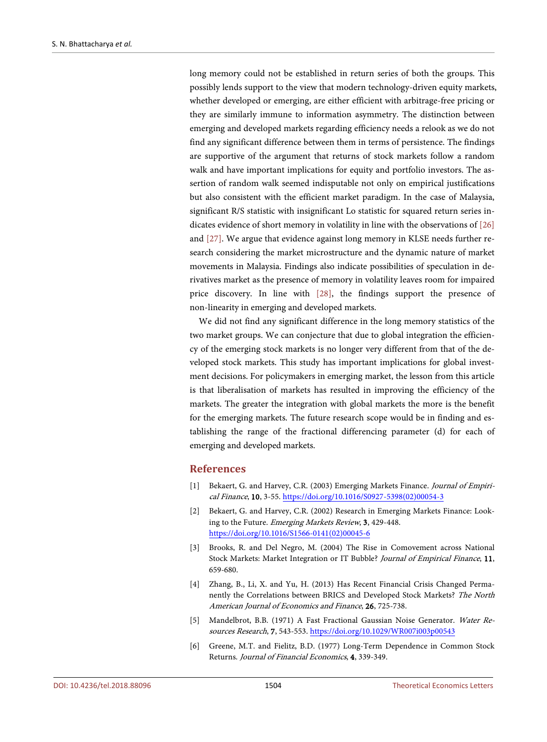long memory could not be established in return series of both the groups. This possibly lends support to the view that modern technology-driven equity markets, whether developed or emerging, are either efficient with arbitrage-free pricing or they are similarly immune to information asymmetry. The distinction between emerging and developed markets regarding efficiency needs a relook as we do not find any significant difference between them in terms of persistence. The findings are supportive of the argument that returns of stock markets follow a random walk and have important implications for equity and portfolio investors. The assertion of random walk seemed indisputable not only on empirical justifications but also consistent with the efficient market paradigm. In the case of Malaysia, significant R/S statistic with insignificant Lo statistic for squared return series indicates evidence of short memory in volatility in line with the observations of [26] and [27]. We argue that evidence against long memory in KLSE needs further research considering the market microstructure and the dynamic nature of market movements in Malaysia. Findings also indicate possibilities of speculation in derivatives market as the presence of memory in volatility leaves room for impaired price discovery. In line with [28], the findings support the presence of non-linearity in emerging and developed markets.

We did not find any significant difference in the long memory statistics of the two market groups. We can conjecture that due to global integration the efficiency of the emerging stock markets is no longer very different from that of the developed stock markets. This study has important implications for global investment decisions. For policymakers in emerging market, the lesson from this article is that liberalisation of markets has resulted in improving the efficiency of the markets. The greater the integration with global markets the more is the benefit for the emerging markets. The future research scope would be in finding and establishing the range of the fractional differencing parameter (d) for each of emerging and developed markets.

## References

[1] Bekaert, G. and Harvey, C.R. (2003) Emerging Markets Finance. *Journal of Empirical Finance*, **10**, 3-55. https://doi.org/10.1016/S0927-5398(02)00054-3

[2] Bekaert, G. and Harvey, C.R. (2002) Research in Emerging Markets Finance: Looking to the Future. *Emerging Markets Review*, **3**, 429-448. https://doi.org/10.1016/S1566-0141(02)00045-6

[3] Brooks, R. and Del Negro, M. (2004) The Rise in Comovement across National Stock Markets: Market Integration or IT Bubble? *Journal of Empirical Finance*, **11**, 659-680.

[4] Zhang, B., Li, X. and Yu, H. (2013) Has Recent Financial Crisis Changed Permanently the Correlations between BRICS and Developed Stock Markets? *The North American Journal of Economics and Finance*, **26**, 725-738.

[5] Mandelbrot, B.B. (1971) A Fast Fractional Gaussian Noise Generator. *Water Resources Research*, **7**, 543-553. https://doi.org/10.1029/WR007i003p00543

[6] Greene, M.T. and Fielitz, B.D. (1977) Long-Term Dependence in Common Stock Returns. *Journal of Financial Economics*, **4**, 339-349.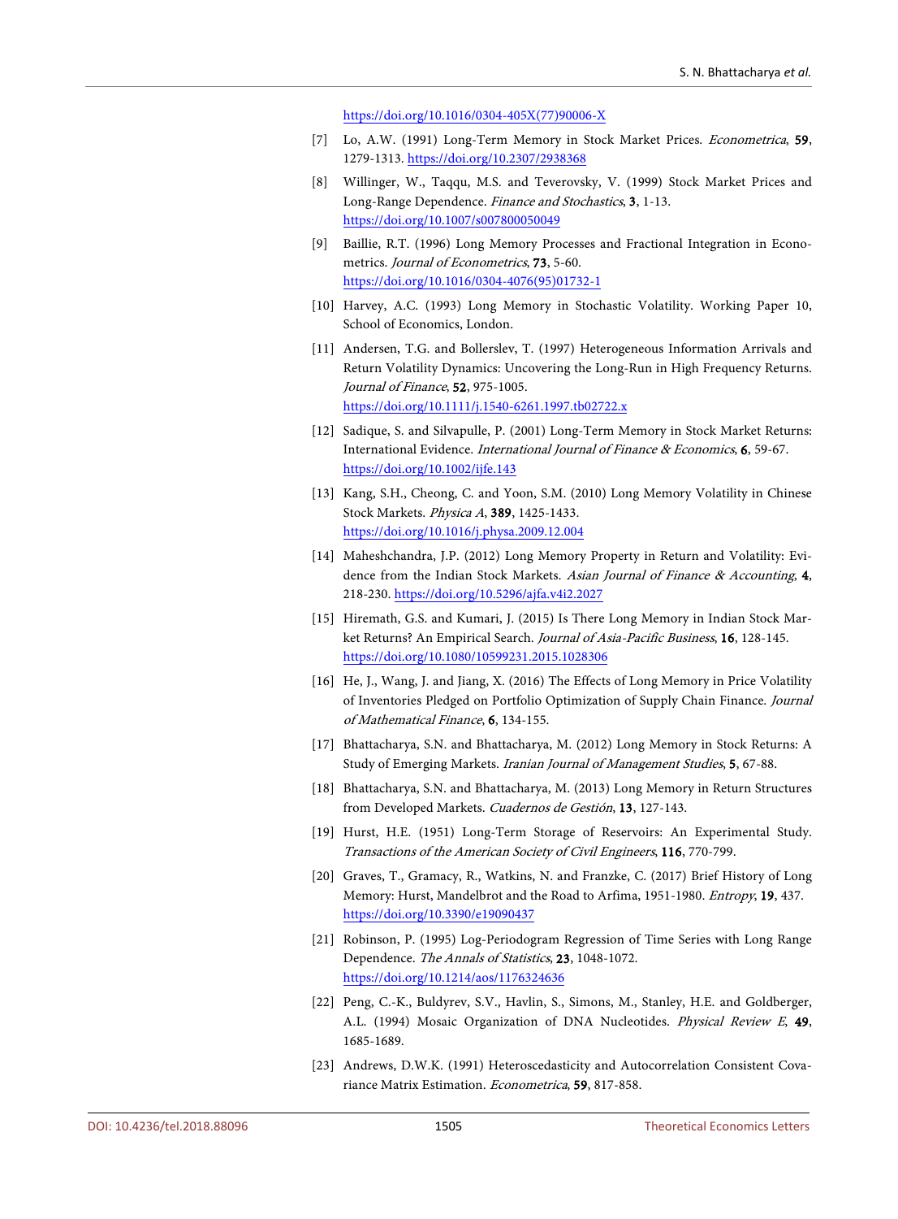https://doi.org/10.1016/0304-405X(77)90006-X

[7] Lo, A.W. (1991) Long-Term Memory in Stock Market Prices. *Econometrica*, **59**, 1279-1313. https://doi.org/10.2307/2938368

[8] Willinger, W., Taqqu, M.S. and Teverovsky, V. (1999) Stock Market Prices and Long-Range Dependence. *Finance and Stochastics*, **3**, 1-13. https://doi.org/10.1007/s007800050049

[9] Baillie, R.T. (1996) Long Memory Processes and Fractional Integration in Econometrics. *Journal of Econometrics*, **73**, 5-60. https://doi.org/10.1016/0304-4076(95)01732-1

[10] Harvey, A.C. (1993) Long Memory in Stochastic Volatility. Working Paper 10, School of Economics, London.

[11] Andersen, T.G. and Bollerslev, T. (1997) Heterogeneous Information Arrivals and Return Volatility Dynamics: Uncovering the Long-Run in High Frequency Returns. *Journal of Finance*, **52**, 975-1005. https://doi.org/10.1111/j.1540-6261.1997.tb02722.x

[12] Sadique, S. and Silvapulle, P. (2001) Long-Term Memory in Stock Market Returns: International Evidence. *International Journal of Finance & Economics*, **6**, 59-67. https://doi.org/10.1002/ijfe.143

[13] Kang, S.H., Cheong, C. and Yoon, S.M. (2010) Long Memory Volatility in Chinese Stock Markets. *Physica A*, **389**, 1425-1433. https://doi.org/10.1016/j.physa.2009.12.004

[14] Maheshchandra, J.P. (2012) Long Memory Property in Return and Volatility: Evidence from the Indian Stock Markets. *Asian Journal of Finance & Accounting*, **4**, 218-230. https://doi.org/10.5296/ajfa.v4i2.2027

[15] Hiremath, G.S. and Kumari, J. (2015) Is There Long Memory in Indian Stock Market Returns? An Empirical Search. *Journal of Asia-Pacific Business*, **16**, 128-145. https://doi.org/10.1080/10599231.2015.1028306

[16] He, J., Wang, J. and Jiang, X. (2016) The Effects of Long Memory in Price Volatility of Inventories Pledged on Portfolio Optimization of Supply Chain Finance. *Journal of Mathematical Finance*, **6**, 134-155.

[17] Bhattacharya, S.N. and Bhattacharya, M. (2012) Long Memory in Stock Returns: A Study of Emerging Markets. *Iranian Journal of Management Studies*, **5**, 67-88.

[18] Bhattacharya, S.N. and Bhattacharya, M. (2013) Long Memory in Return Structures from Developed Markets. *Cuadernos de Gestión*, **13**, 127-143.

[19] Hurst, H.E. (1951) Long-Term Storage of Reservoirs: An Experimental Study. *Transactions of the American Society of Civil Engineers*, **116**, 770-799.

[20] Graves, T., Gramacy, R., Watkins, N. and Franzke, C. (2017) Brief History of Long Memory: Hurst, Mandelbrot and the Road to Arfima, 1951-1980. *Entropy*, **19**, 437. https://doi.org/10.3390/e19090437

[21] Robinson, P. (1995) Log-Periodogram Regression of Time Series with Long Range Dependence. *The Annals of Statistics*, **23**, 1048-1072. https://doi.org/10.1214/aos/1176324636

[22] Peng, C.-K., Buldyrev, S.V., Havlin, S., Simons, M., Stanley, H.E. and Goldberger, A.L. (1994) Mosaic Organization of DNA Nucleotides. *Physical Review E*, **49**, 1685-1689.

[23] Andrews, D.W.K. (1991) Heteroscedasticity and Autocorrelation Consistent Covariance Matrix Estimation. *Econometrica*, **59**, 817-858.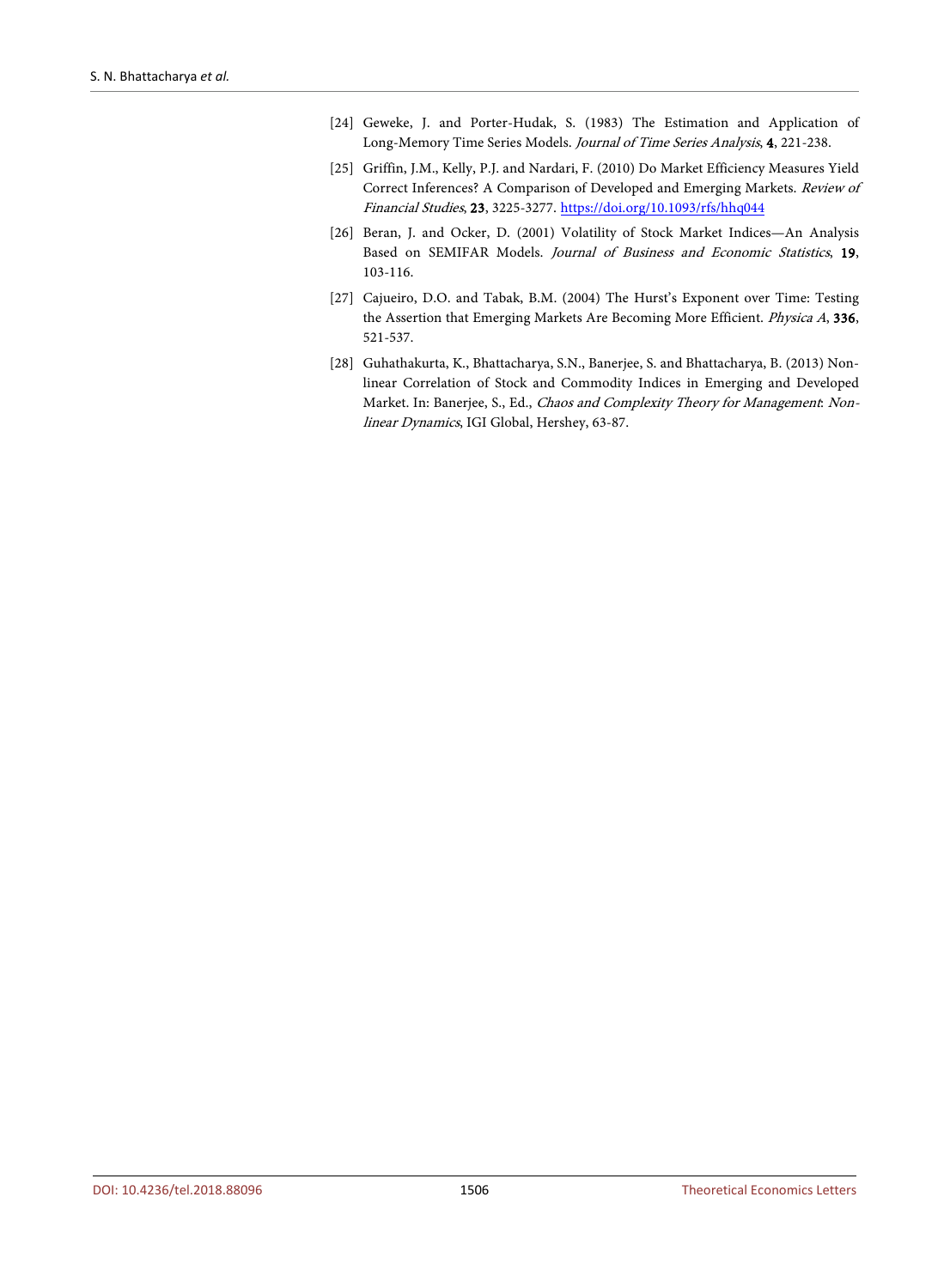[24] Geweke, J. and Porter-Hudak, S. (1983) The Estimation and Application of Long-Memory Time Series Models. *Journal of Time Series Analysis*, **4**, 221-238.

[25] Griffin, J.M., Kelly, P.J. and Nardari, F. (2010) Do Market Efficiency Measures Yield Correct Inferences? A Comparison of Developed and Emerging Markets. *Review of Financial Studies*, **23**, 3225-3277. https://doi.org/10.1093/rfs/hhq044

[26] Beran, J. and Ocker, D. (2001) Volatility of Stock Market Indices—An Analysis Based on SEMIFAR Models. *Journal of Business and Economic Statistics*, **19**, 103-116.

[27] Cajueiro, D.O. and Tabak, B.M. (2004) The Hurst's Exponent over Time: Testing the Assertion that Emerging Markets Are Becoming More Efficient. *Physica A*, **336**, 521-537.

[28] Guhathakurta, K., Bhattacharya, S.N., Banerjee, S. and Bhattacharya, B. (2013) Non-linear Correlation of Stock and Commodity Indices in Emerging and Developed Market. In: Banerjee, S., Ed., *Chaos and Complexity Theory for Management*: *Nonlinear Dynamics*, IGI Global, Hershey, 63-87.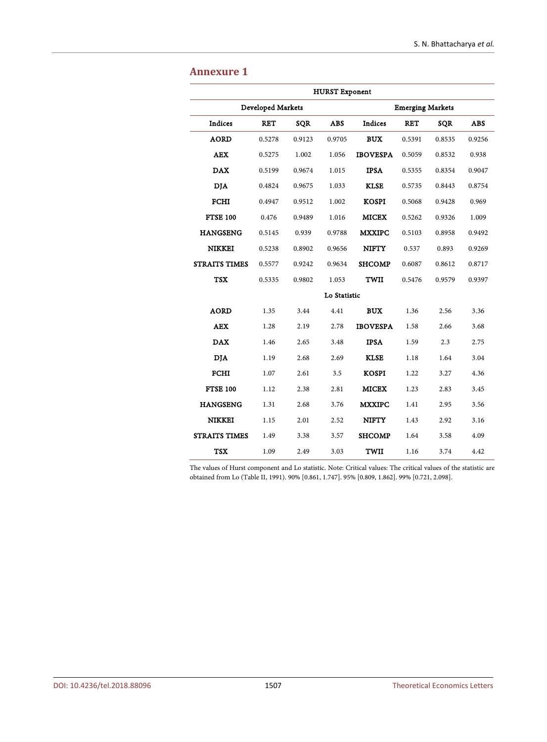## Annexure 1

| HURST Exponent | | | | | | | |
|---|---|---|---|---|---|---|---|
| Developed Markets | | | | Emerging Markets | | | |
| Indices | RET | SQR | ABS | Indices | RET | SQR | ABS |
| AORD | 0.5278 | 0.9123 | 0.9705 | BUX | 0.5391 | 0.8535 | 0.9256 |
| AEX | 0.5275 | 1.002 | 1.056 | IBOVESPA | 0.5059 | 0.8532 | 0.938 |
| DAX | 0.5199 | 0.9674 | 1.015 | IPSA | 0.5355 | 0.8354 | 0.9047 |
| DJA | 0.4824 | 0.9675 | 1.033 | KLSE | 0.5735 | 0.8443 | 0.8754 |
| FCHI | 0.4947 | 0.9512 | 1.002 | KOSPI | 0.5068 | 0.9428 | 0.969 |
| FTSE 100 | 0.476 | 0.9489 | 1.016 | MICEX | 0.5262 | 0.9326 | 1.009 |
| HANGSENG | 0.5145 | 0.939 | 0.9788 | MXXIPC | 0.5103 | 0.8958 | 0.9492 |
| NIKKEI | 0.5238 | 0.8902 | 0.9656 | NIFTY | 0.537 | 0.893 | 0.9269 |
| STRAITS TIMES | 0.5577 | 0.9242 | 0.9634 | SHCOMP | 0.6087 | 0.8612 | 0.8717 |
| TSX | 0.5335 | 0.9802 | 1.053 | TWII | 0.5476 | 0.9579 | 0.9397 |
| Lo Statistic | | | | | | | |
| AORD | 1.35 | 3.44 | 4.41 | BUX | 1.36 | 2.56 | 3.36 |
| AEX | 1.28 | 2.19 | 2.78 | IBOVESPA | 1.58 | 2.66 | 3.68 |
| DAX | 1.46 | 2.65 | 3.48 | IPSA | 1.59 | 2.3 | 2.75 |
| DJA | 1.19 | 2.68 | 2.69 | KLSE | 1.18 | 1.64 | 3.04 |
| FCHI | 1.07 | 2.61 | 3.5 | KOSPI | 1.22 | 3.27 | 4.36 |
| FTSE 100 | 1.12 | 2.38 | 2.81 | MICEX | 1.23 | 2.83 | 3.45 |
| HANGSENG | 1.31 | 2.68 | 3.76 | MXXIPC | 1.41 | 2.95 | 3.56 |
| NIKKEI | 1.15 | 2.01 | 2.52 | NIFTY | 1.43 | 2.92 | 3.16 |
| STRAITS TIMES | 1.49 | 3.38 | 3.57 | SHCOMP | 1.64 | 3.58 | 4.09 |
| TSX | 1.09 | 2.49 | 3.03 | TWII | 1.16 | 3.74 | 4.42 |

The values of Hurst component and Lo statistic. Note: Critical values: The critical values of the statistic are obtained from Lo (Table II, 1991). 90% [0.861, 1.747]. 95% [0.809, 1.862]. 99% [0.721, 2.098].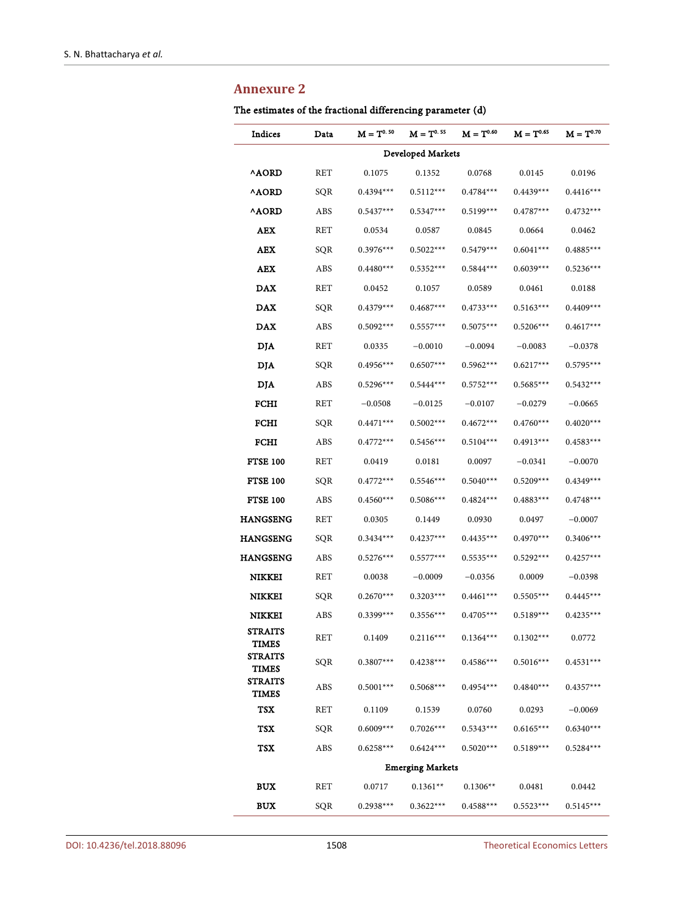## Annexure 2

The estimates of the fractional differencing parameter (d)

| Indices | Data | $M = T^{0.50}$ | $M = T^{0.55}$ | $M = T^{0.60}$ | $M = T^{0.65}$ | $M = T^{0.70}$ |
|---|---|---|---|---|---|---|
| | | Developed Markets | | | | |
| ^AORD | RET | 0.1075 | 0.1352 | 0.0768 | 0.0145 | 0.0196 |
| ^AORD | SQR | 0.4394*** | 0.5112*** | 0.4784*** | 0.4439*** | 0.4416*** |
| ^AORD | ABS | 0.5437*** | 0.5347*** | 0.5199*** | 0.4787*** | 0.4732*** |
| AEX | RET | 0.0534 | 0.0587 | 0.0845 | 0.0664 | 0.0462 |
| AEX | SQR | 0.3976*** | 0.5022*** | 0.5479*** | 0.6041*** | 0.4885*** |
| AEX | ABS | 0.4480*** | 0.5352*** | 0.5844*** | 0.6039*** | 0.5236*** |
| DAX | RET | 0.0452 | 0.1057 | 0.0589 | 0.0461 | 0.0188 |
| DAX | SQR | 0.4379*** | 0.4687*** | 0.4733*** | 0.5163*** | 0.4409*** |
| DAX | ABS | 0.5092*** | 0.5557*** | 0.5075*** | 0.5206*** | 0.4617*** |
| DJA | RET | 0.0335 | −0.0010 | −0.0094 | −0.0083 | −0.0378 |
| DJA | SQR | 0.4956*** | 0.6507*** | 0.5962*** | 0.6217*** | 0.5795*** |
| DJA | ABS | 0.5296*** | 0.5444*** | 0.5752*** | 0.5685*** | 0.5432*** |
| FCHI | RET | −0.0508 | −0.0125 | −0.0107 | −0.0279 | −0.0665 |
| FCHI | SQR | 0.4471*** | 0.5002*** | 0.4672*** | 0.4760*** | 0.4020*** |
| FCHI | ABS | 0.4772*** | 0.5456*** | 0.5104*** | 0.4913*** | 0.4583*** |
| FTSE 100 | RET | 0.0419 | 0.0181 | 0.0097 | −0.0341 | −0.0070 |
| FTSE 100 | SQR | 0.4772*** | 0.5546*** | 0.5040*** | 0.5209*** | 0.4349*** |
| FTSE 100 | ABS | 0.4560*** | 0.5086*** | 0.4824*** | 0.4883*** | 0.4748*** |
| HANGSENG | RET | 0.0305 | 0.1449 | 0.0930 | 0.0497 | −0.0007 |
| HANGSENG | SQR | 0.3434*** | 0.4237*** | 0.4435*** | 0.4970*** | 0.3406*** |
| HANGSENG | ABS | 0.5276*** | 0.5577*** | 0.5535*** | 0.5292*** | 0.4257*** |
| NIKKEI | RET | 0.0038 | −0.0009 | −0.0356 | 0.0009 | −0.0398 |
| NIKKEI | SQR | 0.2670*** | 0.3203*** | 0.4461*** | 0.5505*** | 0.4445*** |
| NIKKEI | ABS | 0.3399*** | 0.3556*** | 0.4705*** | 0.5189*** | 0.4235*** |
| STRAITS TIMES | RET | 0.1409 | 0.2116*** | 0.1364*** | 0.1302*** | 0.0772 |
| STRAITS TIMES | SQR | 0.3807*** | 0.4238*** | 0.4586*** | 0.5016*** | 0.4531*** |
| STRAITS TIMES | ABS | 0.5001*** | 0.5068*** | 0.4954*** | 0.4840*** | 0.4357*** |
| TSX | RET | 0.1109 | 0.1539 | 0.0760 | 0.0293 | −0.0069 |
| TSX | SQR | 0.6009*** | 0.7026*** | 0.5343*** | 0.6165*** | 0.6340*** |
| TSX | ABS | 0.6258*** | 0.6424*** | 0.5020*** | 0.5189*** | 0.5284*** |
| | | Emerging Markets | | | | |
| BUX | RET | 0.0717 | 0.1361** | 0.1306** | 0.0481 | 0.0442 |
| BUX | SQR | 0.2938*** | 0.3622*** | 0.4588*** | 0.5523*** | 0.5145*** |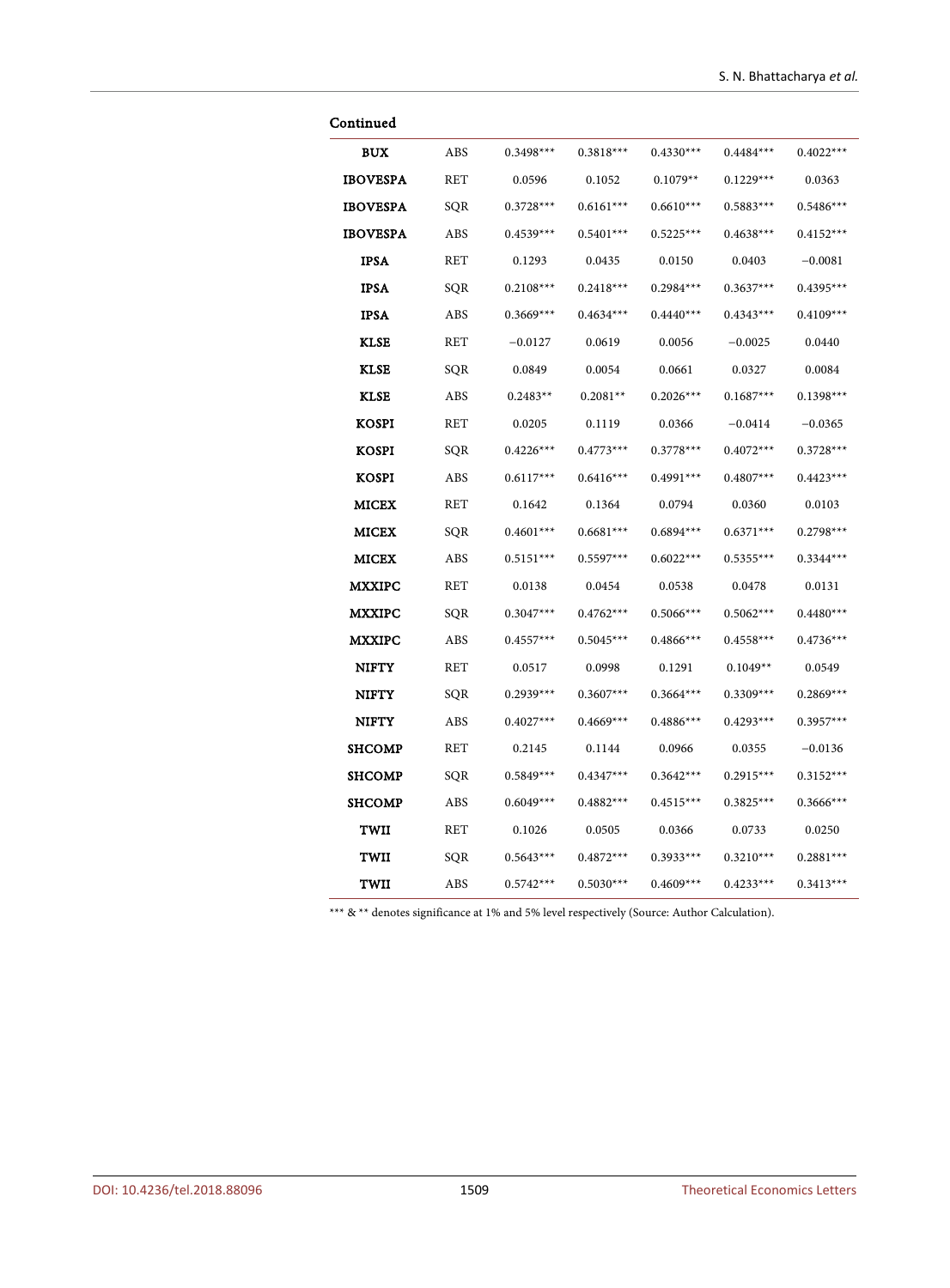Continued

| | | | | | | |
|---|---|---|---|---|---|---|
| BUX | ABS | 0.3498*** | 0.3818*** | 0.4330*** | 0.4484*** | 0.4022*** |
| IBOVESPA | RET | 0.0596 | 0.1052 | 0.1079** | 0.1229*** | 0.0363 |
| IBOVESPA | SQR | 0.3728*** | 0.6161*** | 0.6610*** | 0.5883*** | 0.5486*** |
| IBOVESPA | ABS | 0.4539*** | 0.5401*** | 0.5225*** | 0.4638*** | 0.4152*** |
| IPSA | RET | 0.1293 | 0.0435 | 0.0150 | 0.0403 | −0.0081 |
| IPSA | SQR | 0.2108*** | 0.2418*** | 0.2984*** | 0.3637*** | 0.4395*** |
| IPSA | ABS | 0.3669*** | 0.4634*** | 0.4440*** | 0.4343*** | 0.4109*** |
| KLSE | RET | −0.0127 | 0.0619 | 0.0056 | −0.0025 | 0.0440 |
| KLSE | SQR | 0.0849 | 0.0054 | 0.0661 | 0.0327 | 0.0084 |
| KLSE | ABS | 0.2483** | 0.2081** | 0.2026*** | 0.1687*** | 0.1398*** |
| KOSPI | RET | 0.0205 | 0.1119 | 0.0366 | −0.0414 | −0.0365 |
| KOSPI | SQR | 0.4226*** | 0.4773*** | 0.3778*** | 0.4072*** | 0.3728*** |
| KOSPI | ABS | 0.6117*** | 0.6416*** | 0.4991*** | 0.4807*** | 0.4423*** |
| MICEX | RET | 0.1642 | 0.1364 | 0.0794 | 0.0360 | 0.0103 |
| MICEX | SQR | 0.4601*** | 0.6681*** | 0.6894*** | 0.6371*** | 0.2798*** |
| MICEX | ABS | 0.5151*** | 0.5597*** | 0.6022*** | 0.5355*** | 0.3344*** |
| MXXIPC | RET | 0.0138 | 0.0454 | 0.0538 | 0.0478 | 0.0131 |
| MXXIPC | SQR | 0.3047*** | 0.4762*** | 0.5066*** | 0.5062*** | 0.4480*** |
| MXXIPC | ABS | 0.4557*** | 0.5045*** | 0.4866*** | 0.4558*** | 0.4736*** |
| NIFTY | RET | 0.0517 | 0.0998 | 0.1291 | 0.1049** | 0.0549 |
| NIFTY | SQR | 0.2939*** | 0.3607*** | 0.3664*** | 0.3309*** | 0.2869*** |
| NIFTY | ABS | 0.4027*** | 0.4669*** | 0.4886*** | 0.4293*** | 0.3957*** |
| SHCOMP | RET | 0.2145 | 0.1144 | 0.0966 | 0.0355 | −0.0136 |
| SHCOMP | SQR | 0.5849*** | 0.4347*** | 0.3642*** | 0.2915*** | 0.3152*** |
| SHCOMP | ABS | 0.6049*** | 0.4882*** | 0.4515*** | 0.3825*** | 0.3666*** |
| TWII | RET | 0.1026 | 0.0505 | 0.0366 | 0.0733 | 0.0250 |
| TWII | SQR | 0.5643*** | 0.4872*** | 0.3933*** | 0.3210*** | 0.2881*** |
| TWII | ABS | 0.5742*** | 0.5030*** | 0.4609*** | 0.4233*** | 0.3413*** |

*** & ** denotes significance at 1% and 5% level respectively (Source: Author Calculation).